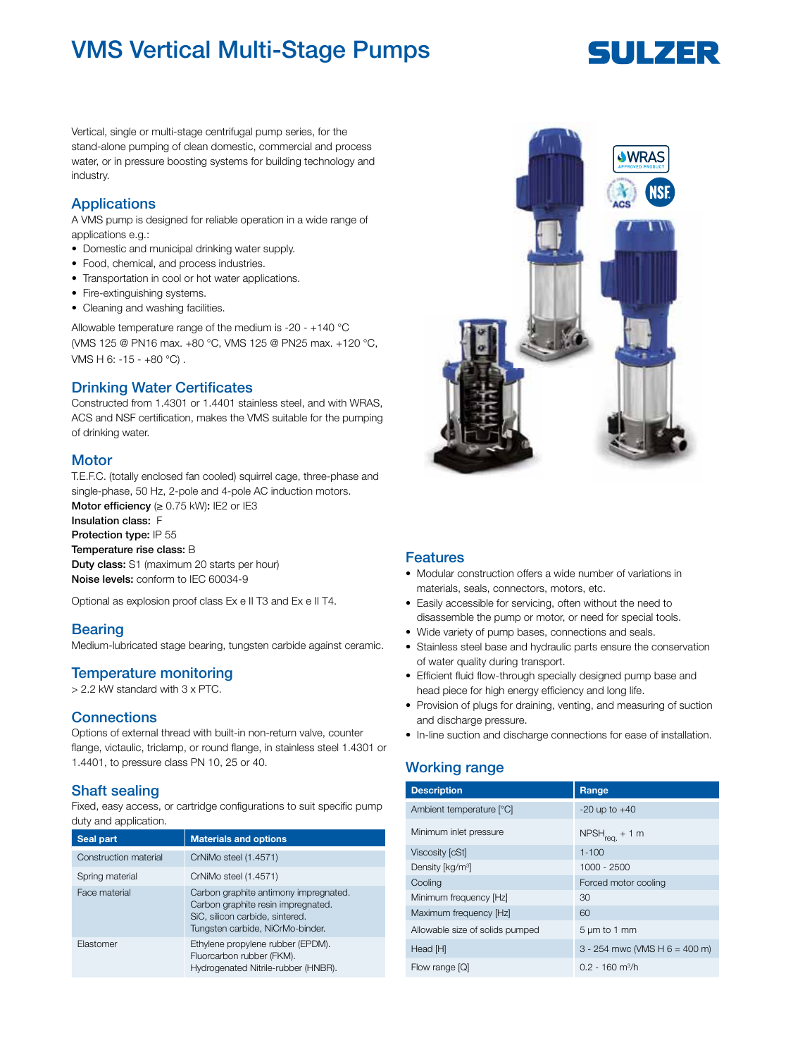# VMS Vertical Multi-Stage Pumps

Vertical, single or multi-stage centrifugal pump series, for the stand-alone pumping of clean domestic, commercial and process water, or in pressure boosting systems for building technology and industry.

## Applications

A VMS pump is designed for reliable operation in a wide range of applications e.g.:

- Domestic and municipal drinking water supply.
- Food, chemical, and process industries.
- Transportation in cool or hot water applications.
- Fire-extinguishing systems.
- Cleaning and washing facilities.

Allowable temperature range of the medium is -20 - +140 °C (VMS 125 @ PN16 max. +80 °C, VMS 125 @ PN25 max. +120 °C, VMS H 6: -15 - +80 °C) .

## Drinking Water Certificates

Constructed from 1.4301 or 1.4401 stainless steel, and with WRAS, ACS and NSF certification, makes the VMS suitable for the pumping of drinking water.

## Motor

T.E.F.C. (totally enclosed fan cooled) squirrel cage, three-phase and single-phase, 50 Hz, 2-pole and 4-pole AC induction motors.
**Motor efficiency** (≥ 0.75 kW)**:** IE2 or IE3
**Insulation class:** F
**Protection type:** IP 55
**Temperature rise class:** B
**Duty class:** S1 (maximum 20 starts per hour)
**Noise levels:** conform to IEC 60034-9

Optional as explosion proof class Ex e II T3 and Ex e II T4.

## Bearing

Medium-lubricated stage bearing, tungsten carbide against ceramic.

## Temperature monitoring

> 2.2 kW standard with 3 x PTC.

## Connections

Options of external thread with built-in non-return valve, counter flange, victaulic, triclamp, or round flange, in stainless steel 1.4301 or 1.4401, to pressure class PN 10, 25 or 40.

## Shaft sealing

Fixed, easy access, or cartridge configurations to suit specific pump duty and application.

| Seal part | Materials and options |
|---|---|
| Construction material | CrNiMo steel (1.4571) |
| Spring material | CrNiMo steel (1.4571) |
| Face material | Carbon graphite antimony impregnated.<br>Carbon graphite resin impregnated.<br>SiC, silicon carbide, sintered.<br>Tungsten carbide, NiCrMo-binder. |
| Elastomer | Ethylene propylene rubber (EPDM).<br>Fluorcarbon rubber (FKM).<br>Hydrogenated Nitrile-rubber (HNBR). |

## Features

- Modular construction offers a wide number of variations in materials, seals, connectors, motors, etc.
- Easily accessible for servicing, often without the need to disassemble the pump or motor, or need for special tools.
- Wide variety of pump bases, connections and seals.
- Stainless steel base and hydraulic parts ensure the conservation of water quality during transport.
- Efficient fluid flow-through specially designed pump base and head piece for high energy efficiency and long life.
- Provision of plugs for draining, venting, and measuring of suction and discharge pressure.
- In-line suction and discharge connections for ease of installation.

## Working range

| Description | Range |
|---|---|
| Ambient temperature [°C] | -20 up to +40 |
| Minimum inlet pressure | $NPSH_{req.}$ + 1 m |
| Viscosity [cSt] | 1-100 |
| Density [kg/m³] | 1000 - 2500 |
| Cooling | Forced motor cooling |
| Minimum frequency [Hz] | 30 |
| Maximum frequency [Hz] | 60 |
| Allowable size of solids pumped | 5 µm to 1 mm |
| Head [H] | 3 - 254 mwc (VMS H 6 = 400 m) |
| Flow range [Q] | 0.2 - 160 m³/h |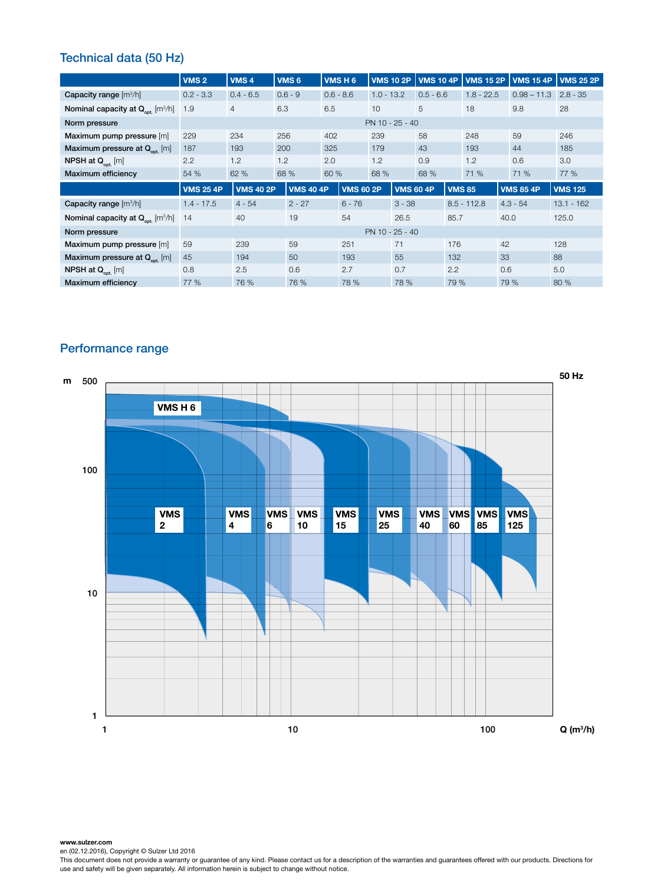## Technical data (50 Hz)

| | VMS 2 | VMS 4 | VMS 6 | VMS H 6 | VMS 10 2P | VMS 10 4P | VMS 15 2P | VMS 15 4P | VMS 25 2P |
|---|---|---|---|---|---|---|---|---|---|
| Capacity range [m³/h] | 0.2 - 3.3 | 0.4 - 6.5 | 0.6 - 9 | 0.6 - 8.6 | 1.0 - 13.2 | 0.5 - 6.6 | 1.8 - 22.5 | 0.98 – 11.3 | 2.8 - 35 |
| Nominal capacity at $Q_{opt.}$ [m³/h] | 1.9 | 4 | 6.3 | 6.5 | 10 | 5 | 18 | 9.8 | 28 |
| Norm pressure | PN 10 - 25 - 40 | | | | | | | | |
| Maximum pump pressure [m] | 229 | 234 | 256 | 402 | 239 | 58 | 248 | 59 | 246 |
| Maximum pressure at $Q_{opt.}$ [m] | 187 | 193 | 200 | 325 | 179 | 43 | 193 | 44 | 185 |
| NPSH at $Q_{opt.}$ [m] | 2.2 | 1.2 | 1.2 | 2.0 | 1.2 | 0.9 | 1.2 | 0.6 | 3.0 |
| Maximum efficiency | 54 % | 62 % | 68 % | 60 % | 68 % | 68 % | 71 % | 71 % | 77 % |

| | VMS 25 4P | VMS 40 2P | VMS 40 4P | VMS 60 2P | VMS 60 4P | VMS 85 | VMS 85 4P | VMS 125 |
|---|---|---|---|---|---|---|---|---|
| Capacity range [m³/h] | 1.4 - 17.5 | 4 - 54 | 2 - 27 | 6 - 76 | 3 - 38 | 8.5 - 112.8 | 4.3 - 54 | 13.1 - 162 |
| Nominal capacity at $Q_{opt.}$ [m³/h] | 14 | 40 | 19 | 54 | 26.5 | 85.7 | 40.0 | 125.0 |
| Norm pressure | PN 10 - 25 - 40 | | | | | | | |
| Maximum pump pressure [m] | 59 | 239 | 59 | 251 | 71 | 176 | 42 | 128 |
| Maximum pressure at $Q_{opt.}$ [m] | 45 | 194 | 50 | 193 | 55 | 132 | 33 | 88 |
| NPSH at $Q_{opt.}$ [m] | 0.8 | 2.5 | 0.6 | 2.7 | 0.7 | 2.2 | 0.6 | 5.0 |
| Maximum efficiency | 77 % | 76 % | 76 % | 78 % | 78 % | 79 % | 79 % | 80 % |

## Performance range

m
500
100
10
1

50 Hz

VMS H 6

VMS 2
VMS 4
VMS 6
VMS 10
VMS 15
VMS 25
VMS 40
VMS 60
VMS 85
VMS 125

1
10
100
Q (m³/h)

**www.sulzer.com**
en (02.12.2016), Copyright © Sulzer Ltd 2016
This document does not provide a warranty or guarantee of any kind. Please contact us for a description of the warranties and guarantees offered with our products. Directions for use and safety will be given separately. All information herein is subject to change without notice.